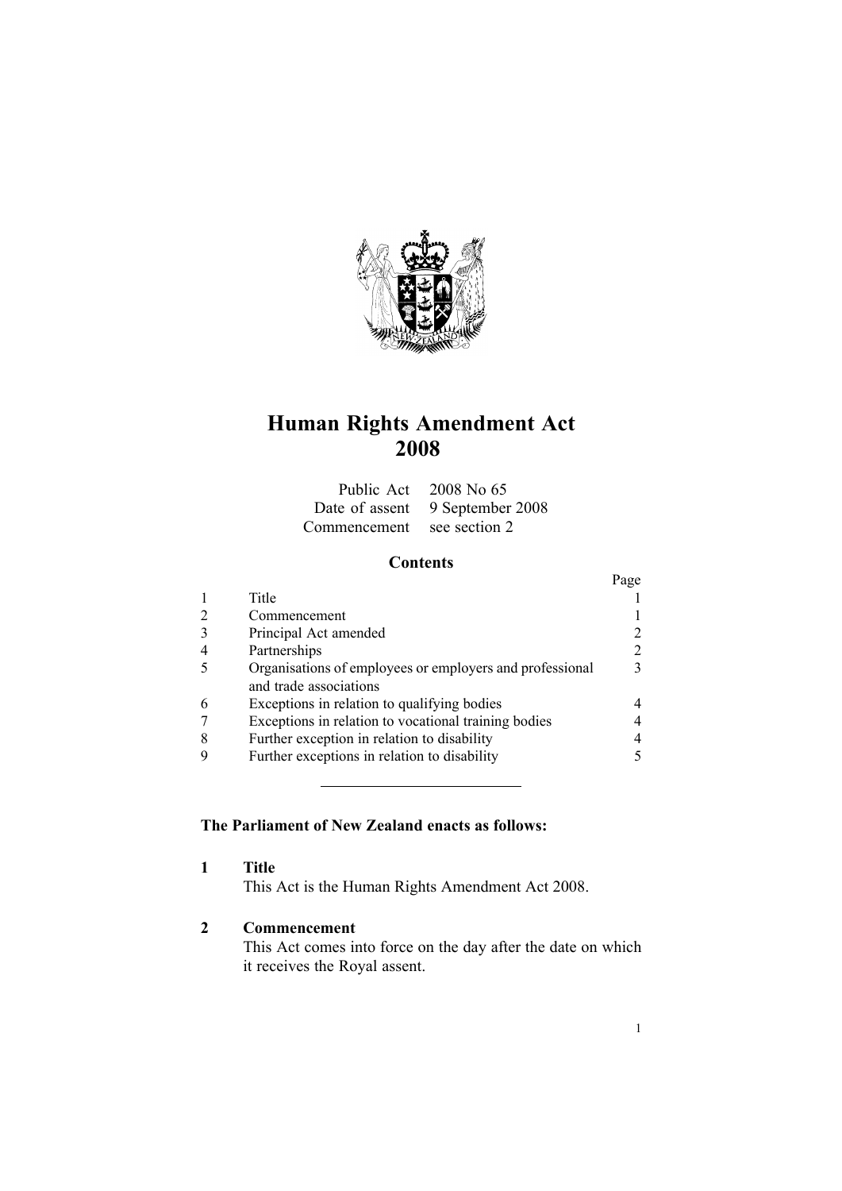# Human Rights Amendment Act 2008

Public Act 2008 No 65
Date of assent 9 September 2008
Commencement see section 2

## Contents

| | | Page |
|---|---|---|
| 1 | Title | 1 |
| 2 | Commencement | 1 |
| 3 | Principal Act amended | 2 |
| 4 | Partnerships | 2 |
| 5 | Organisations of employees or employers and professional and trade associations | 3 |
| 6 | Exceptions in relation to qualifying bodies | 4 |
| 7 | Exceptions in relation to vocational training bodies | 4 |
| 8 | Further exception in relation to disability | 4 |
| 9 | Further exceptions in relation to disability | 5 |

---

**The Parliament of New Zealand enacts as follows:**

### 1 Title

This Act is the Human Rights Amendment Act 2008.

### 2 Commencement

This Act comes into force on the day after the date on which it receives the Royal assent.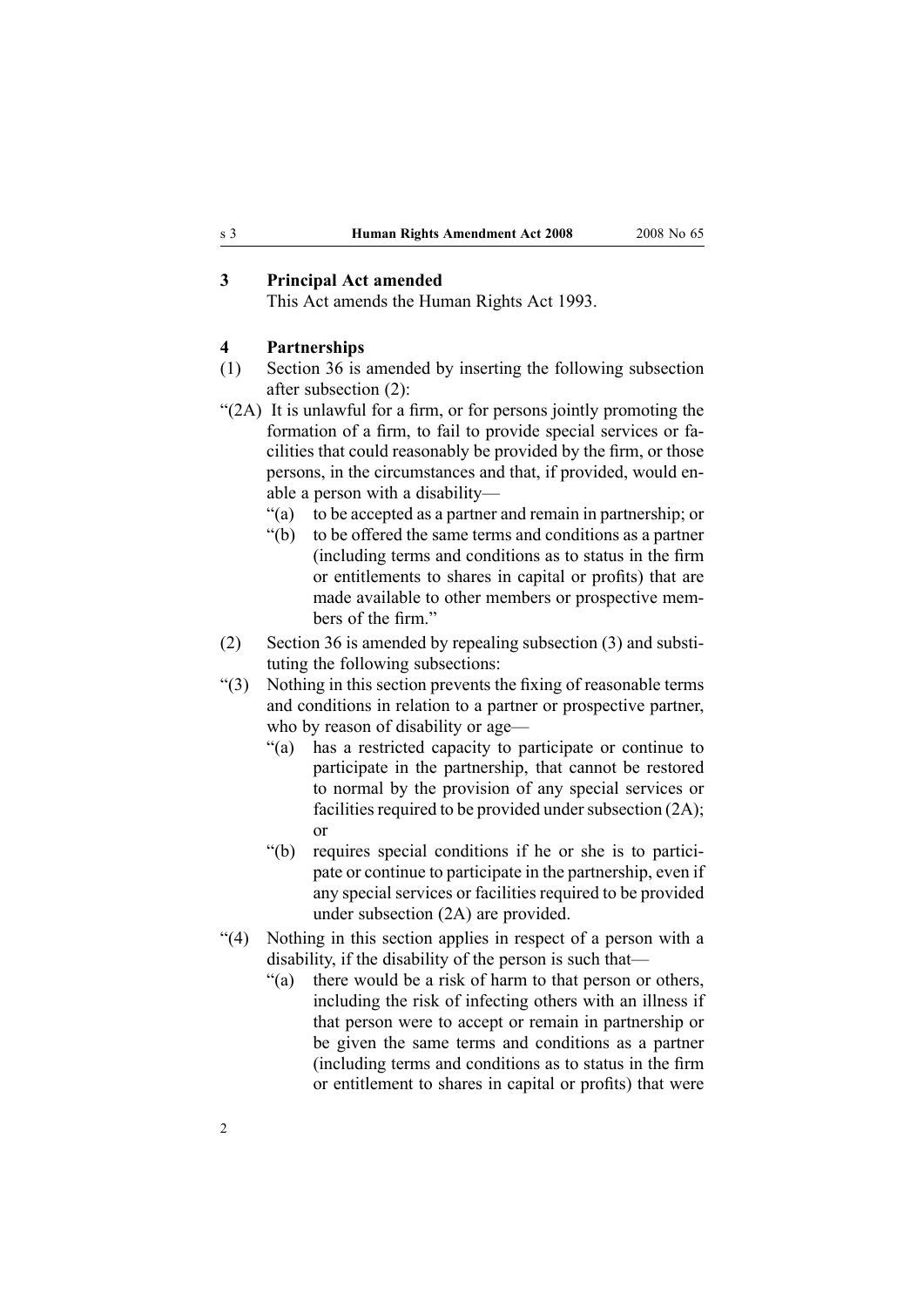## 3 Principal Act amended

This Act amends the Human Rights Act 1993.

## 4 Partnerships

(1) Section 36 is amended by inserting the following subsection after subsection (2):

"(2A) It is unlawful for a firm, or for persons jointly promoting the formation of a firm, to fail to provide special services or facilities that could reasonably be provided by the firm, or those persons, in the circumstances and that, if provided, would enable a person with a disability—

"(a) to be accepted as a partner and remain in partnership; or

"(b) to be offered the same terms and conditions as a partner (including terms and conditions as to status in the firm or entitlements to shares in capital or profits) that are made available to other members or prospective members of the firm."

(2) Section 36 is amended by repealing subsection (3) and substituting the following subsections:

"(3) Nothing in this section prevents the fixing of reasonable terms and conditions in relation to a partner or prospective partner, who by reason of disability or age—

"(a) has a restricted capacity to participate or continue to participate in the partnership, that cannot be restored to normal by the provision of any special services or facilities required to be provided under subsection (2A); or

"(b) requires special conditions if he or she is to participate or continue to participate in the partnership, even if any special services or facilities required to be provided under subsection (2A) are provided.

"(4) Nothing in this section applies in respect of a person with a disability, if the disability of the person is such that—

"(a) there would be a risk of harm to that person or others, including the risk of infecting others with an illness if that person were to accept or remain in partnership or be given the same terms and conditions as a partner (including terms and conditions as to status in the firm or entitlement to shares in capital or profits) that were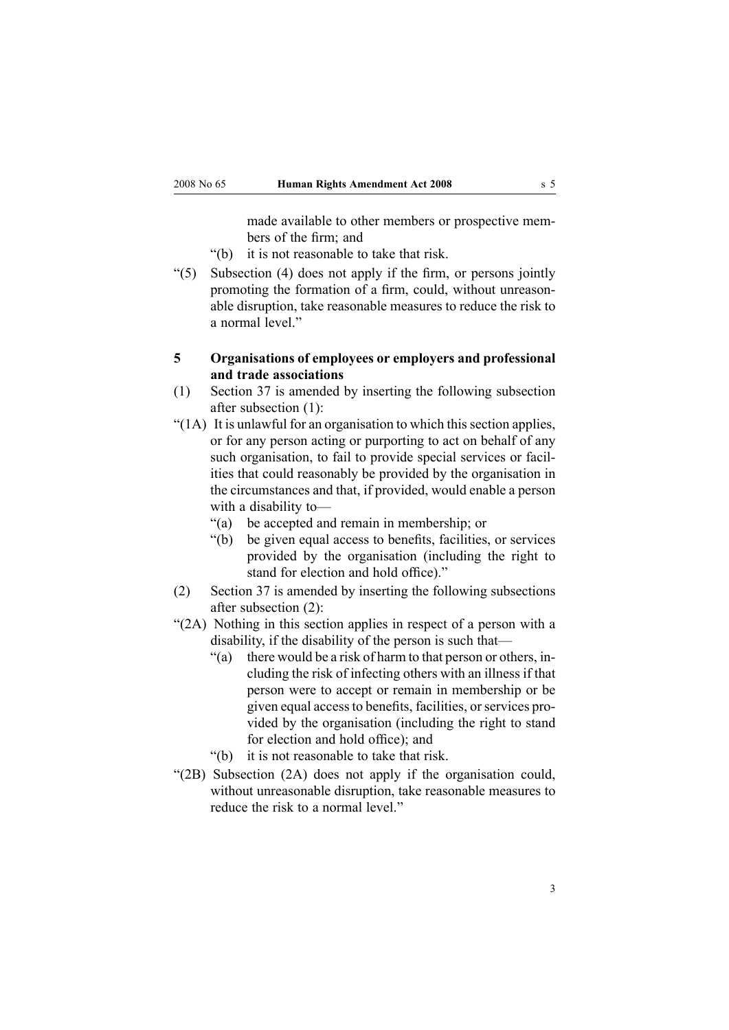made available to other members or prospective members of the firm; and

“(b) it is not reasonable to take that risk.

“(5) Subsection (4) does not apply if the firm, or persons jointly promoting the formation of a firm, could, without unreasonable disruption, take reasonable measures to reduce the risk to a normal level.”

### 5 Organisations of employees or employers and professional and trade associations

(1) Section 37 is amended by inserting the following subsection after subsection (1):

“(1A) It is unlawful for an organisation to which this section applies, or for any person acting or purporting to act on behalf of any such organisation, to fail to provide special services or facilities that could reasonably be provided by the organisation in the circumstances and that, if provided, would enable a person with a disability to—

“(a) be accepted and remain in membership; or

“(b) be given equal access to benefits, facilities, or services provided by the organisation (including the right to stand for election and hold office).”

(2) Section 37 is amended by inserting the following subsections after subsection (2):

“(2A) Nothing in this section applies in respect of a person with a disability, if the disability of the person is such that—

“(a) there would be a risk of harm to that person or others, including the risk of infecting others with an illness if that person were to accept or remain in membership or be given equal access to benefits, facilities, or services provided by the organisation (including the right to stand for election and hold office); and

“(b) it is not reasonable to take that risk.

“(2B) Subsection (2A) does not apply if the organisation could, without unreasonable disruption, take reasonable measures to reduce the risk to a normal level.”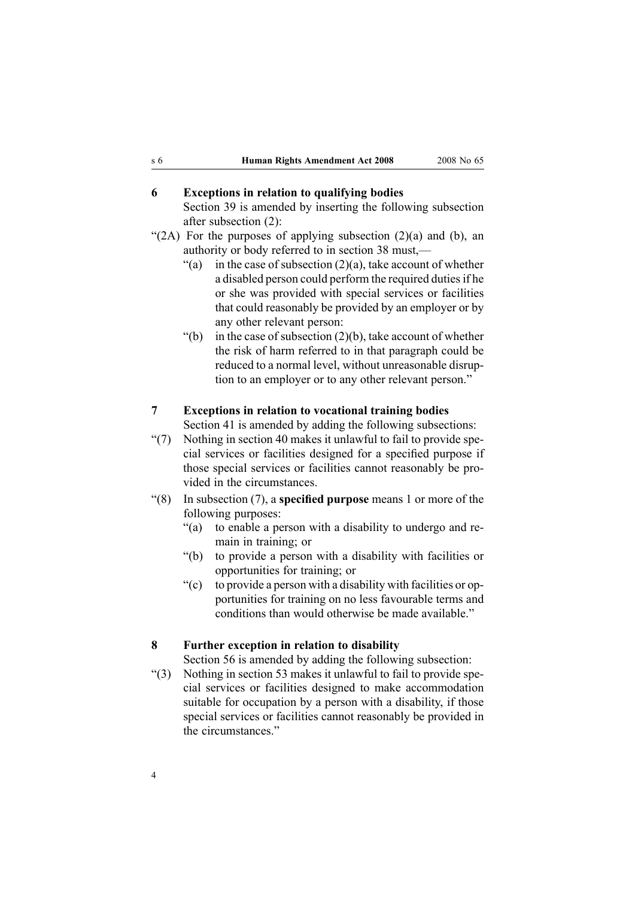### 6 Exceptions in relation to qualifying bodies

Section 39 is amended by inserting the following subsection after subsection (2):

"(2A) For the purposes of applying subsection (2)(a) and (b), an authority or body referred to in section 38 must,—

"(a) in the case of subsection (2)(a), take account of whether a disabled person could perform the required duties if he or she was provided with special services or facilities that could reasonably be provided by an employer or by any other relevant person:

"(b) in the case of subsection (2)(b), take account of whether the risk of harm referred to in that paragraph could be reduced to a normal level, without unreasonable disruption to an employer or to any other relevant person."

### 7 Exceptions in relation to vocational training bodies

Section 41 is amended by adding the following subsections:

"(7) Nothing in section 40 makes it unlawful to fail to provide special services or facilities designed for a specified purpose if those special services or facilities cannot reasonably be provided in the circumstances.

"(8) In subsection (7), a **specified purpose** means 1 or more of the following purposes:

"(a) to enable a person with a disability to undergo and remain in training; or

"(b) to provide a person with a disability with facilities or opportunities for training; or

"(c) to provide a person with a disability with facilities or opportunities for training on no less favourable terms and conditions than would otherwise be made available."

### 8 Further exception in relation to disability

Section 56 is amended by adding the following subsection:

"(3) Nothing in section 53 makes it unlawful to fail to provide special services or facilities designed to make accommodation suitable for occupation by a person with a disability, if those special services or facilities cannot reasonably be provided in the circumstances."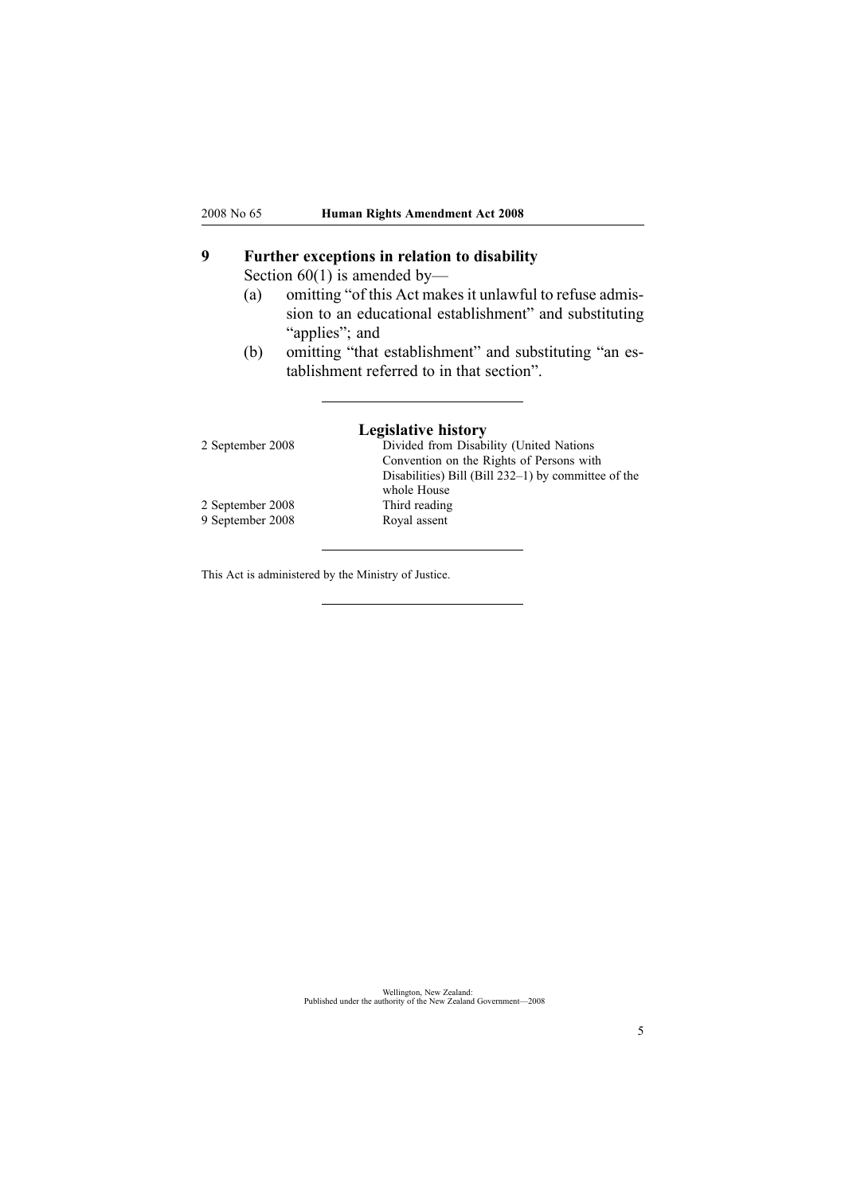## 9 Further exceptions in relation to disability

Section 60(1) is amended by—

(a) omitting "of this Act makes it unlawful to refuse admission to an educational establishment" and substituting "applies"; and

(b) omitting "that establishment" and substituting "an establishment referred to in that section".

---

### Legislative history

| | |
|---|---|
| 2 September 2008 | Divided from Disability (United Nations Convention on the Rights of Persons with Disabilities) Bill (Bill 232–1) by committee of the whole House |
| 2 September 2008 | Third reading |
| 9 September 2008 | Royal assent |

---

This Act is administered by the Ministry of Justice.

---

Wellington, New Zealand:
Published under the authority of the New Zealand Government—2008